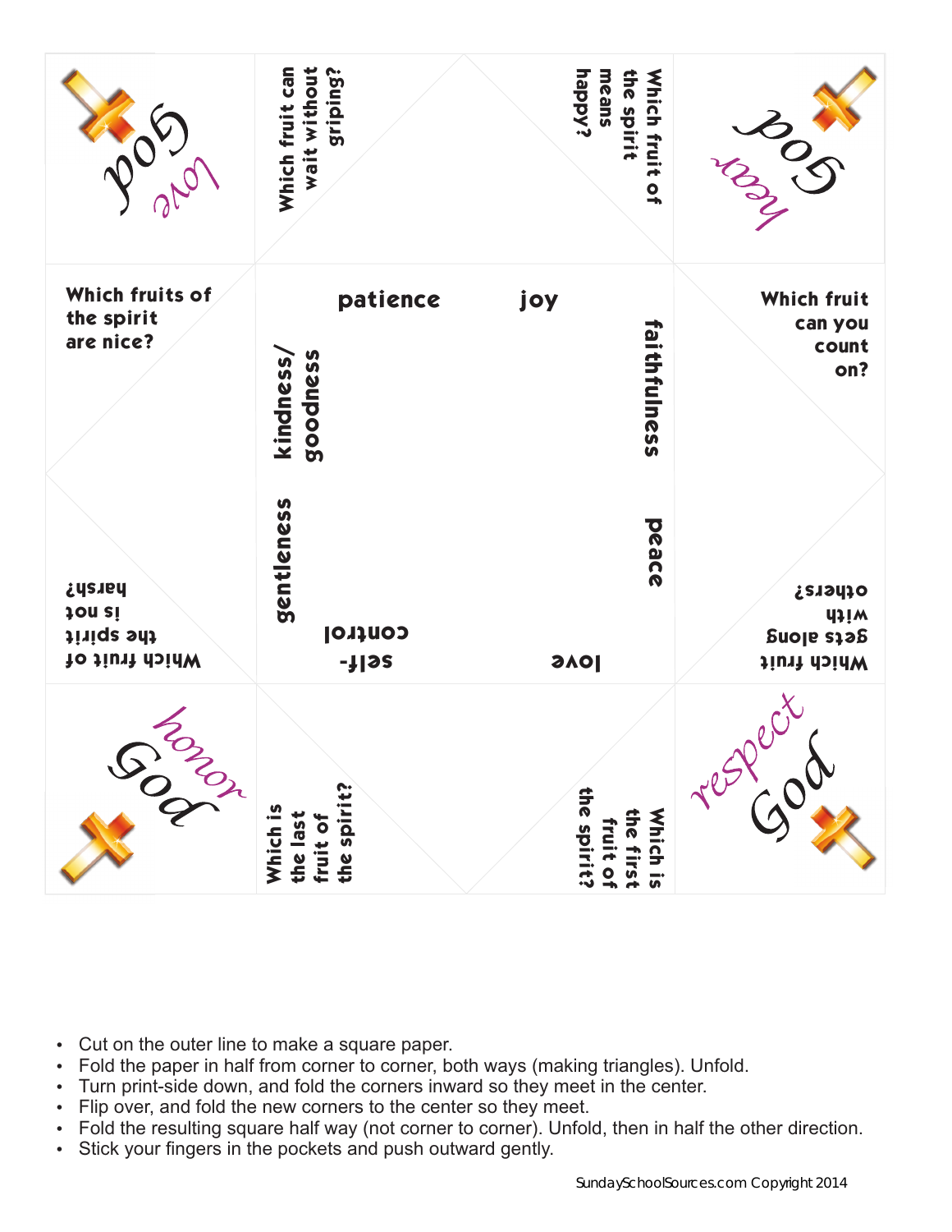love God

Which fruit can wait without griping?

Which fruit of the spirit means happy?

fear God

Which fruits of the spirit are nice?

patience

joy

kindness/ goodness

faithfulness

Which fruit can you count on?

gentleness

peace

Which fruit of the spirit is not harsh?

self-control

love

Which fruit gets along with others?

honor God

Which is the last fruit of the spirit?

Which is the first fruit of the spirit?

respect God

- Cut on the outer line to make a square paper.
- Fold the paper in half from corner to corner, both ways (making triangles). Unfold.
- Turn print-side down, and fold the corners inward so they meet in the center.
- Flip over, and fold the new corners to the center so they meet.
- Fold the resulting square half way (not corner to corner). Unfold, then in half the other direction.
- Stick your fingers in the pockets and push outward gently.

SundaySchoolSources.com Copyright 2014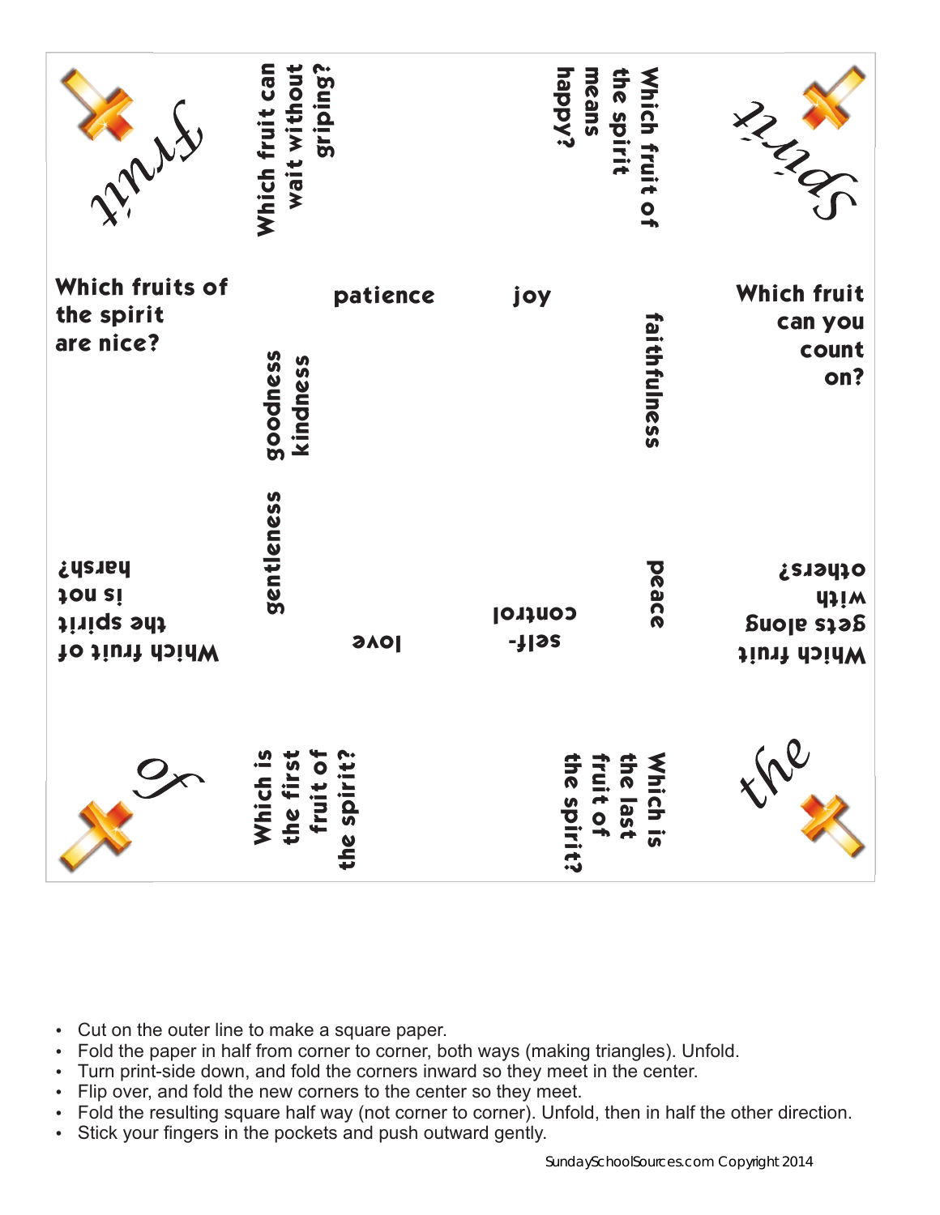fruit

Which fruit can wait without griping?

Which fruit of the spirit means happy?

spirit

Which fruits of the spirit are nice?

patience

joy

Which fruit can you count on?

goodness kindness

faithfulness

gentleness

Which fruit of the spirit is not harsh?

love

self-control

peace

Which fruit gets along with others?

of

Which is the first fruit of the spirit?

Which is the last fruit of the spirit?

the

- Cut on the outer line to make a square paper.
- Fold the paper in half from corner to corner, both ways (making triangles). Unfold.
- Turn print-side down, and fold the corners inward so they meet in the center.
- Flip over, and fold the new corners to the center so they meet.
- Fold the resulting square half way (not corner to corner). Unfold, then in half the other direction.
- Stick your fingers in the pockets and push outward gently.

SundaySchoolSources.com Copyright 2014